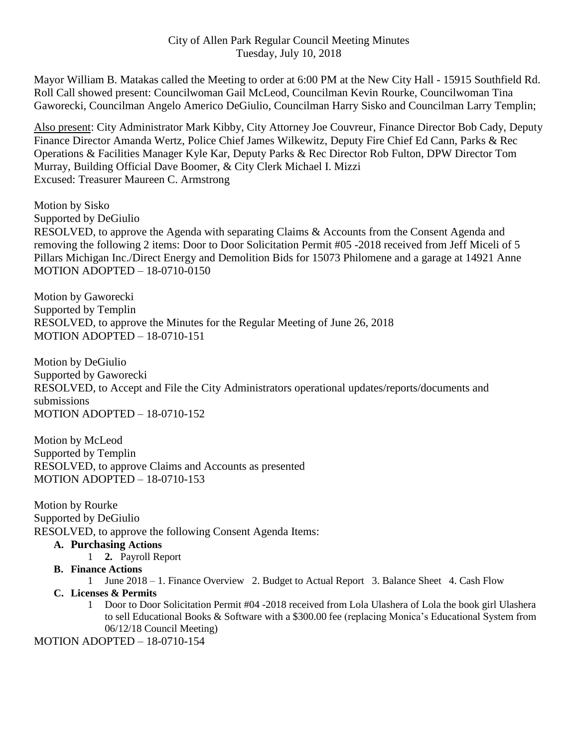City of Allen Park Regular Council Meeting Minutes
Tuesday, July 10, 2018

Mayor William B. Matakas called the Meeting to order at 6:00 PM at the New City Hall - 15915 Southfield Rd. Roll Call showed present: Councilwoman Gail McLeod, Councilman Kevin Rourke, Councilwoman Tina Gaworecki, Councilman Angelo Americo DeGiulio, Councilman Harry Sisko and Councilman Larry Templin;

Also present: City Administrator Mark Kibby, City Attorney Joe Couvreur, Finance Director Bob Cady, Deputy Finance Director Amanda Wertz, Police Chief James Wilkewitz, Deputy Fire Chief Ed Cann, Parks & Rec Operations & Facilities Manager Kyle Kar, Deputy Parks & Rec Director Rob Fulton, DPW Director Tom Murray, Building Official Dave Boomer, & City Clerk Michael I. Mizzi
Excused: Treasurer Maureen C. Armstrong

Motion by Sisko
Supported by DeGiulio
RESOLVED, to approve the Agenda with separating Claims & Accounts from the Consent Agenda and removing the following 2 items: Door to Door Solicitation Permit #05 -2018 received from Jeff Miceli of 5 Pillars Michigan Inc./Direct Energy and Demolition Bids for 15073 Philomene and a garage at 14921 Anne
MOTION ADOPTED – 18-0710-0150

Motion by Gaworecki
Supported by Templin
RESOLVED, to approve the Minutes for the Regular Meeting of June 26, 2018
MOTION ADOPTED – 18-0710-151

Motion by DeGiulio
Supported by Gaworecki
RESOLVED, to Accept and File the City Administrators operational updates/reports/documents and submissions
MOTION ADOPTED – 18-0710-152

Motion by McLeod
Supported by Templin
RESOLVED, to approve Claims and Accounts as presented
MOTION ADOPTED – 18-0710-153

Motion by Rourke
Supported by DeGiulio
RESOLVED, to approve the following Consent Agenda Items:

- **A. Purchasing Actions**
  1 **2.** Payroll Report
- **B. Finance Actions**
  1 June 2018 – 1. Finance Overview 2. Budget to Actual Report 3. Balance Sheet 4. Cash Flow
- **C. Licenses & Permits**
  1 Door to Door Solicitation Permit #04 -2018 received from Lola Ulashera of Lola the book girl Ulashera to sell Educational Books & Software with a $300.00 fee (replacing Monica's Educational System from 06/12/18 Council Meeting)

MOTION ADOPTED – 18-0710-154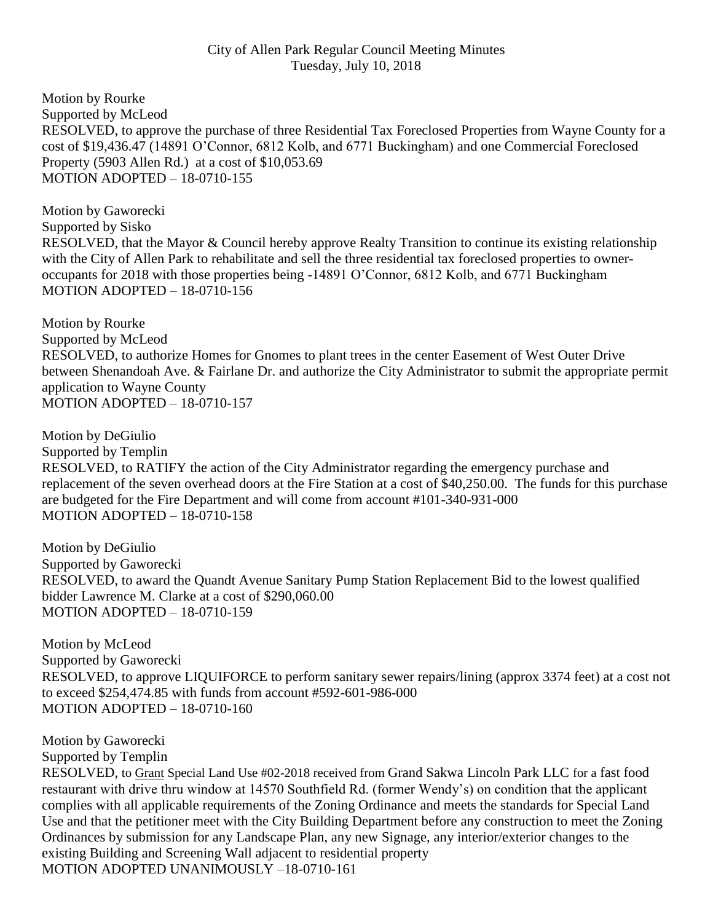City of Allen Park Regular Council Meeting Minutes
Tuesday, July 10, 2018

Motion by Rourke
Supported by McLeod
RESOLVED, to approve the purchase of three Residential Tax Foreclosed Properties from Wayne County for a cost of $19,436.47 (14891 O'Connor, 6812 Kolb, and 6771 Buckingham) and one Commercial Foreclosed Property (5903 Allen Rd.) at a cost of $10,053.69
MOTION ADOPTED – 18-0710-155

Motion by Gaworecki
Supported by Sisko
RESOLVED, that the Mayor & Council hereby approve Realty Transition to continue its existing relationship with the City of Allen Park to rehabilitate and sell the three residential tax foreclosed properties to owner-occupants for 2018 with those properties being -14891 O'Connor, 6812 Kolb, and 6771 Buckingham
MOTION ADOPTED – 18-0710-156

Motion by Rourke
Supported by McLeod
RESOLVED, to authorize Homes for Gnomes to plant trees in the center Easement of West Outer Drive between Shenandoah Ave. & Fairlane Dr. and authorize the City Administrator to submit the appropriate permit application to Wayne County
MOTION ADOPTED – 18-0710-157

Motion by DeGiulio
Supported by Templin
RESOLVED, to RATIFY the action of the City Administrator regarding the emergency purchase and replacement of the seven overhead doors at the Fire Station at a cost of $40,250.00. The funds for this purchase are budgeted for the Fire Department and will come from account #101-340-931-000
MOTION ADOPTED – 18-0710-158

Motion by DeGiulio
Supported by Gaworecki
RESOLVED, to award the Quandt Avenue Sanitary Pump Station Replacement Bid to the lowest qualified bidder Lawrence M. Clarke at a cost of $290,060.00
MOTION ADOPTED – 18-0710-159

Motion by McLeod
Supported by Gaworecki
RESOLVED, to approve LIQUIFORCE to perform sanitary sewer repairs/lining (approx 3374 feet) at a cost not to exceed $254,474.85 with funds from account #592-601-986-000
MOTION ADOPTED – 18-0710-160

Motion by Gaworecki
Supported by Templin
RESOLVED, to Grant Special Land Use #02-2018 received from Grand Sakwa Lincoln Park LLC for a fast food restaurant with drive thru window at 14570 Southfield Rd. (former Wendy's) on condition that the applicant complies with all applicable requirements of the Zoning Ordinance and meets the standards for Special Land Use and that the petitioner meet with the City Building Department before any construction to meet the Zoning Ordinances by submission for any Landscape Plan, any new Signage, any interior/exterior changes to the existing Building and Screening Wall adjacent to residential property
MOTION ADOPTED UNANIMOUSLY –18-0710-161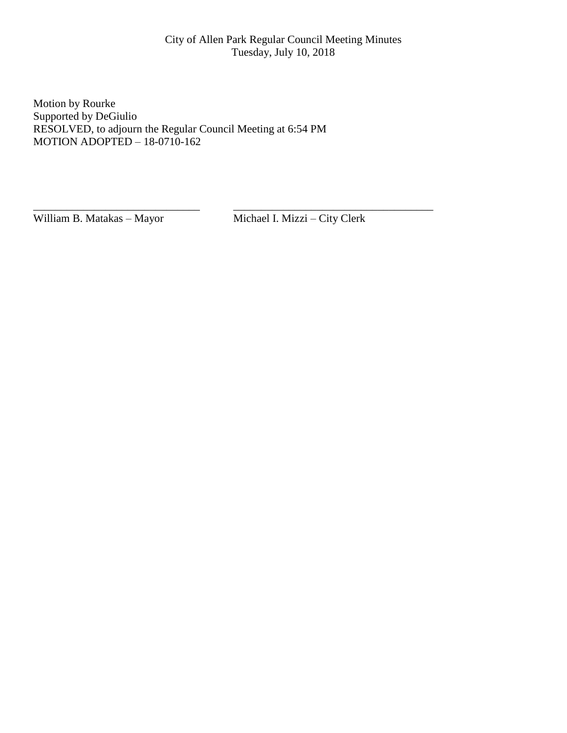Motion by Rourke
Supported by DeGiulio
RESOLVED, to adjourn the Regular Council Meeting at 6:54 PM
MOTION ADOPTED – 18-0710-162

______________________________ ____________________________________
William B. Matakas – Mayor Michael I. Mizzi – City Clerk